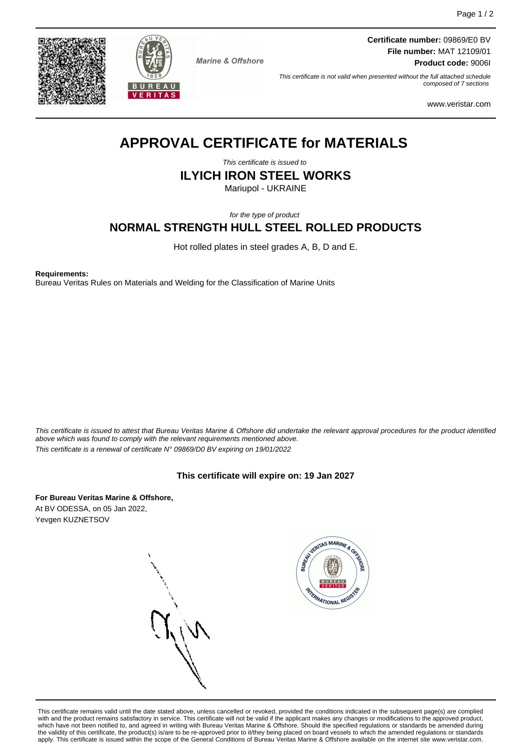Marine & Offshore

**Certificate number:** 09869/E0 BV
**File number:** MAT 12109/01
**Product code:** 9006I

*This certificate is not valid when presented without the full attached schedule composed of 7 sections*

www.veristar.com

# APPROVAL CERTIFICATE for MATERIALS

*This certificate is issued to*

## ILYICH IRON STEEL WORKS

Mariupol - UKRAINE

*for the type of product*

## NORMAL STRENGTH HULL STEEL ROLLED PRODUCTS

Hot rolled plates in steel grades A, B, D and E.

**Requirements:**
Bureau Veritas Rules on Materials and Welding for the Classification of Marine Units

*This certificate is issued to attest that Bureau Veritas Marine & Offshore did undertake the relevant approval procedures for the product identified above which was found to comply with the relevant requirements mentioned above.*
*This certificate is a renewal of certificate N° 09869/D0 BV expiring on 19/01/2022*

**This certificate will expire on: 19 Jan 2027**

**For Bureau Veritas Marine & Offshore,**
At BV ODESSA, on 05 Jan 2022,
Yevgen KUZNETSOV

This certificate remains valid until the date stated above, unless cancelled or revoked, provided the conditions indicated in the subsequent page(s) are complied with and the product remains satisfactory in service. This certificate will not be valid if the applicant makes any changes or modifications to the approved product, which have not been notified to, and agreed in writing with Bureau Veritas Marine & Offshore. Should the specified regulations or standards be amended during the validity of this certificate, the product(s) is/are to be re-approved prior to it/they being placed on board vessels to which the amended regulations or standards apply. This certificate is issued within the scope of the General Conditions of Bureau Veritas Marine & Offshore available on the internet site www.veristar.com.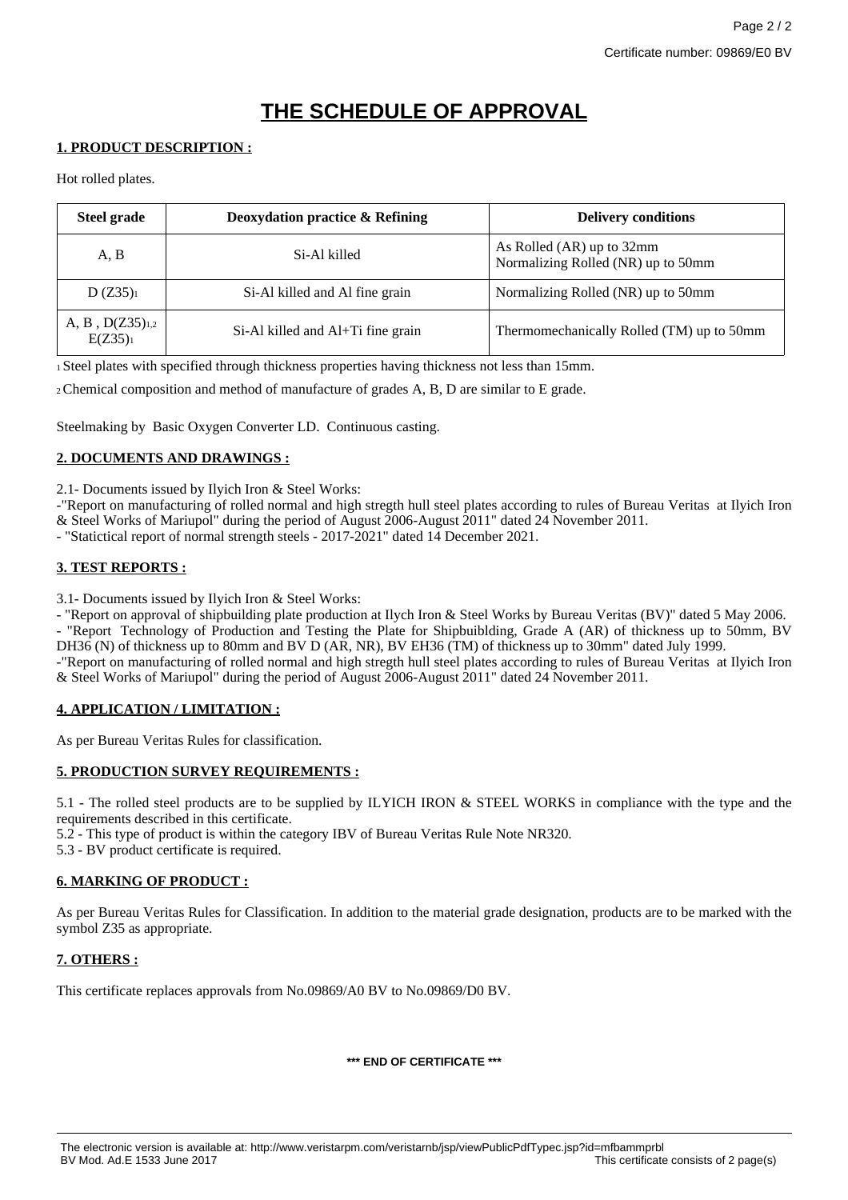# THE SCHEDULE OF APPROVAL

## 1. PRODUCT DESCRIPTION :

Hot rolled plates.

| Steel grade | Deoxydation practice & Refining | Delivery conditions |
|---|---|---|
| A, B | Si-Al killed | As Rolled (AR) up to 32mm<br>Normalizing Rolled (NR) up to 50mm |
| D (Z35)[1] | Si-Al killed and Al fine grain | Normalizing Rolled (NR) up to 50mm |
| A, B , D(Z35)[1,2]<br>E(Z35)[1] | Si-Al killed and Al+Ti fine grain | Thermomechanically Rolled (TM) up to 50mm |

[1] Steel plates with specified through thickness properties having thickness not less than 15mm.

[2] Chemical composition and method of manufacture of grades A, B, D are similar to E grade.

Steelmaking by Basic Oxygen Converter LD. Continuous casting.

## 2. DOCUMENTS AND DRAWINGS :

2.1- Documents issued by Ilyich Iron & Steel Works:

-"Report on manufacturing of rolled normal and high stregth hull steel plates according to rules of Bureau Veritas at Ilyich Iron & Steel Works of Mariupol" during the period of August 2006-August 2011" dated 24 November 2011.

- "Statictical report of normal strength steels - 2017-2021" dated 14 December 2021.

## 3. TEST REPORTS :

3.1- Documents issued by Ilyich Iron & Steel Works:

- "Report on approval of shipbuilding plate production at Ilych Iron & Steel Works by Bureau Veritas (BV)" dated 5 May 2006.
- "Report Technology of Production and Testing the Plate for Shipbuiblding, Grade A (AR) of thickness up to 50mm, BV DH36 (N) of thickness up to 80mm and BV D (AR, NR), BV EH36 (TM) of thickness up to 30mm" dated July 1999.

-"Report on manufacturing of rolled normal and high stregth hull steel plates according to rules of Bureau Veritas at Ilyich Iron & Steel Works of Mariupol" during the period of August 2006-August 2011" dated 24 November 2011.

## 4. APPLICATION / LIMITATION :

As per Bureau Veritas Rules for classification.

## 5. PRODUCTION SURVEY REQUIREMENTS :

5.1 - The rolled steel products are to be supplied by ILYICH IRON & STEEL WORKS in compliance with the type and the requirements described in this certificate.

5.2 - This type of product is within the category IBV of Bureau Veritas Rule Note NR320.

5.3 - BV product certificate is required.

## 6. MARKING OF PRODUCT :

As per Bureau Veritas Rules for Classification. In addition to the material grade designation, products are to be marked with the symbol Z35 as appropriate.

## 7. OTHERS :

This certificate replaces approvals from No.09869/A0 BV to No.09869/D0 BV.

**\*\*\* END OF CERTIFICATE \*\*\***

The electronic version is available at: http://www.veristarpm.com/veristarnb/jsp/viewPublicPdfTypec.jsp?id=mfbammprbl

BV Mod. Ad.E 1533 June 2017

This certificate consists of 2 page(s)